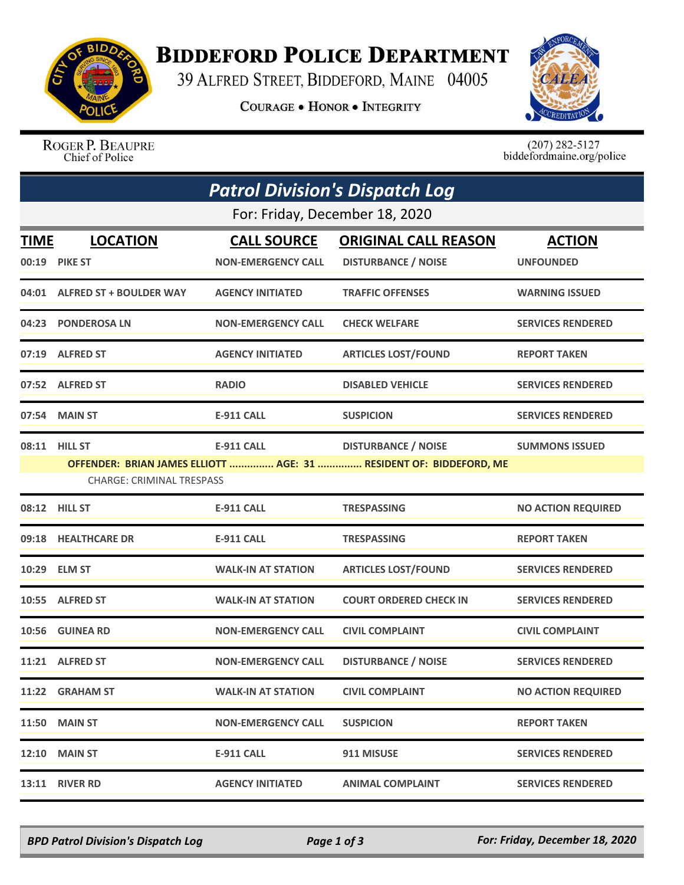# Biddeford Police Department

39 Alfred Street, Biddeford, Maine 04005

**Courage • Honor • Integrity**

Roger P. Beaupre
Chief of Police

(207) 282-5127
biddefordmaine.org/police

## *Patrol Division's Dispatch Log*

For: Friday, December 18, 2020

| TIME | LOCATION | CALL SOURCE | ORIGINAL CALL REASON | ACTION |
|---|---|---|---|---|
| 00:19 | PIKE ST | NON-EMERGENCY CALL | DISTURBANCE / NOISE | UNFOUNDED |
| 04:01 | ALFRED ST + BOULDER WAY | AGENCY INITIATED | TRAFFIC OFFENSES | WARNING ISSUED |
| 04:23 | PONDEROSA LN | NON-EMERGENCY CALL | CHECK WELFARE | SERVICES RENDERED |
| 07:19 | ALFRED ST | AGENCY INITIATED | ARTICLES LOST/FOUND | REPORT TAKEN |
| 07:52 | ALFRED ST | RADIO | DISABLED VEHICLE | SERVICES RENDERED |
| 07:54 | MAIN ST | E-911 CALL | SUSPICION | SERVICES RENDERED |
| 08:11 | HILL ST | E-911 CALL | DISTURBANCE / NOISE | SUMMONS ISSUED |
| | OFFENDER: BRIAN JAMES ELLIOTT ............... AGE: 31 ............... RESIDENT OF: BIDDEFORD, ME<br>CHARGE: CRIMINAL TRESPASS | | | |
| 08:12 | HILL ST | E-911 CALL | TRESPASSING | NO ACTION REQUIRED |
| 09:18 | HEALTHCARE DR | E-911 CALL | TRESPASSING | REPORT TAKEN |
| 10:29 | ELM ST | WALK-IN AT STATION | ARTICLES LOST/FOUND | SERVICES RENDERED |
| 10:55 | ALFRED ST | WALK-IN AT STATION | COURT ORDERED CHECK IN | SERVICES RENDERED |
| 10:56 | GUINEA RD | NON-EMERGENCY CALL | CIVIL COMPLAINT | CIVIL COMPLAINT |
| 11:21 | ALFRED ST | NON-EMERGENCY CALL | DISTURBANCE / NOISE | SERVICES RENDERED |
| 11:22 | GRAHAM ST | WALK-IN AT STATION | CIVIL COMPLAINT | NO ACTION REQUIRED |
| 11:50 | MAIN ST | NON-EMERGENCY CALL | SUSPICION | REPORT TAKEN |
| 12:10 | MAIN ST | E-911 CALL | 911 MISUSE | SERVICES RENDERED |
| 13:11 | RIVER RD | AGENCY INITIATED | ANIMAL COMPLAINT | SERVICES RENDERED |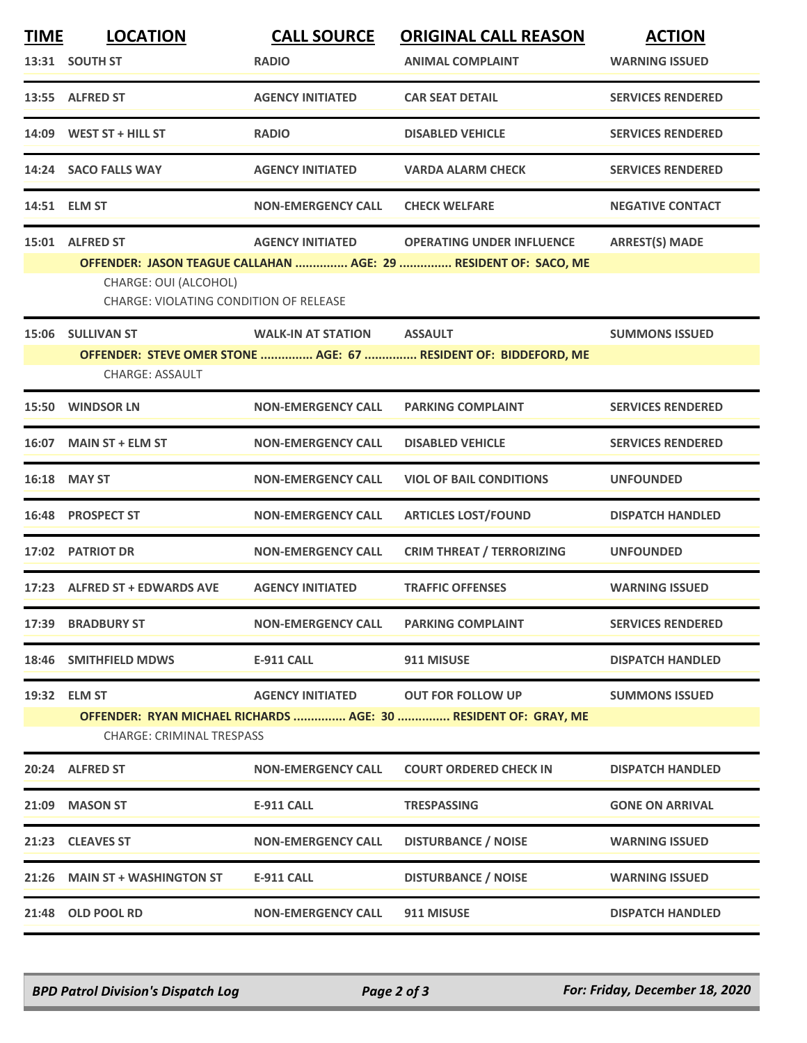| TIME | LOCATION | CALL SOURCE | ORIGINAL CALL REASON | ACTION |
|---|---|---|---|---|
| 13:31 | SOUTH ST | RADIO | ANIMAL COMPLAINT | WARNING ISSUED |
| 13:55 | ALFRED ST | AGENCY INITIATED | CAR SEAT DETAIL | SERVICES RENDERED |
| 14:09 | WEST ST + HILL ST | RADIO | DISABLED VEHICLE | SERVICES RENDERED |
| 14:24 | SACO FALLS WAY | AGENCY INITIATED | VARDA ALARM CHECK | SERVICES RENDERED |
| 14:51 | ELM ST | NON-EMERGENCY CALL | CHECK WELFARE | NEGATIVE CONTACT |
| 15:01 | ALFRED ST | AGENCY INITIATED | OPERATING UNDER INFLUENCE | ARREST(S) MADE |
| | **OFFENDER: JASON TEAGUE CALLAHAN ............... AGE: 29 ............... RESIDENT OF: SACO, ME** | | | |
| | CHARGE: OUI (ALCOHOL) | | | |
| | CHARGE: VIOLATING CONDITION OF RELEASE | | | |
| 15:06 | SULLIVAN ST | WALK-IN AT STATION | ASSAULT | SUMMONS ISSUED |
| | **OFFENDER: STEVE OMER STONE ............... AGE: 67 ............... RESIDENT OF: BIDDEFORD, ME** | | | |
| | CHARGE: ASSAULT | | | |
| 15:50 | WINDSOR LN | NON-EMERGENCY CALL | PARKING COMPLAINT | SERVICES RENDERED |
| 16:07 | MAIN ST + ELM ST | NON-EMERGENCY CALL | DISABLED VEHICLE | SERVICES RENDERED |
| 16:18 | MAY ST | NON-EMERGENCY CALL | VIOL OF BAIL CONDITIONS | UNFOUNDED |
| 16:48 | PROSPECT ST | NON-EMERGENCY CALL | ARTICLES LOST/FOUND | DISPATCH HANDLED |
| 17:02 | PATRIOT DR | NON-EMERGENCY CALL | CRIM THREAT / TERRORIZING | UNFOUNDED |
| 17:23 | ALFRED ST + EDWARDS AVE | AGENCY INITIATED | TRAFFIC OFFENSES | WARNING ISSUED |
| 17:39 | BRADBURY ST | NON-EMERGENCY CALL | PARKING COMPLAINT | SERVICES RENDERED |
| 18:46 | SMITHFIELD MDWS | E-911 CALL | 911 MISUSE | DISPATCH HANDLED |
| 19:32 | ELM ST | AGENCY INITIATED | OUT FOR FOLLOW UP | SUMMONS ISSUED |
| | **OFFENDER: RYAN MICHAEL RICHARDS ............... AGE: 30 ............... RESIDENT OF: GRAY, ME** | | | |
| | CHARGE: CRIMINAL TRESPASS | | | |
| 20:24 | ALFRED ST | NON-EMERGENCY CALL | COURT ORDERED CHECK IN | DISPATCH HANDLED |
| 21:09 | MASON ST | E-911 CALL | TRESPASSING | GONE ON ARRIVAL |
| 21:23 | CLEAVES ST | NON-EMERGENCY CALL | DISTURBANCE / NOISE | WARNING ISSUED |
| 21:26 | MAIN ST + WASHINGTON ST | E-911 CALL | DISTURBANCE / NOISE | WARNING ISSUED |
| 21:48 | OLD POOL RD | NON-EMERGENCY CALL | 911 MISUSE | DISPATCH HANDLED |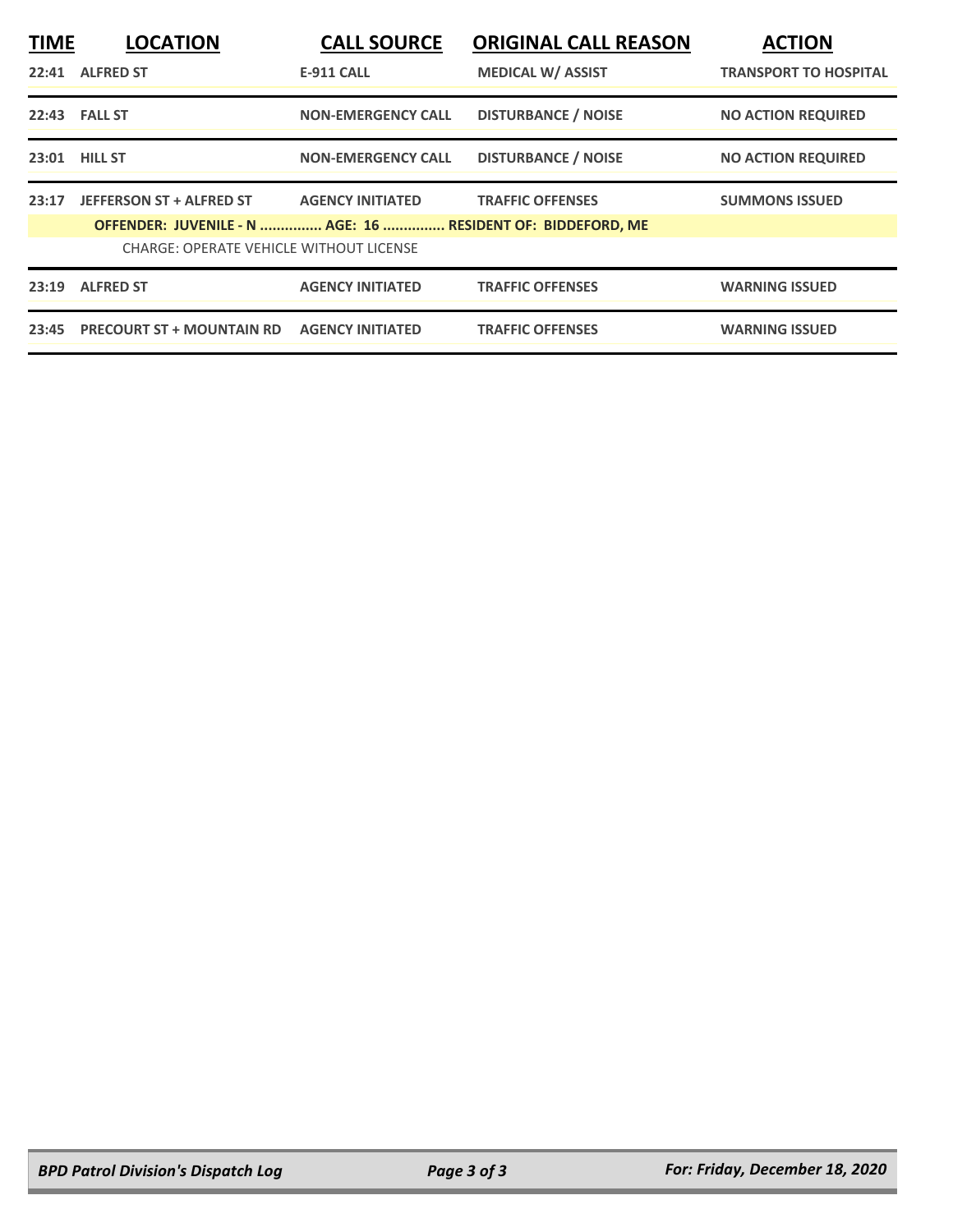| TIME | LOCATION | CALL SOURCE | ORIGINAL CALL REASON | ACTION |
| --- | --- | --- | --- | --- |
| 22:41 | ALFRED ST | E-911 CALL | MEDICAL W/ ASSIST | TRANSPORT TO HOSPITAL |
| 22:43 | FALL ST | NON-EMERGENCY CALL | DISTURBANCE / NOISE | NO ACTION REQUIRED |
| 23:01 | HILL ST | NON-EMERGENCY CALL | DISTURBANCE / NOISE | NO ACTION REQUIRED |
| 23:17 | JEFFERSON ST + ALFRED ST | AGENCY INITIATED | TRAFFIC OFFENSES | SUMMONS ISSUED |
| | **OFFENDER: JUVENILE - N ............... AGE: 16 ............... RESIDENT OF: BIDDEFORD, ME** | | | |
| | CHARGE: OPERATE VEHICLE WITHOUT LICENSE | | | |
| 23:19 | ALFRED ST | AGENCY INITIATED | TRAFFIC OFFENSES | WARNING ISSUED |
| 23:45 | PRECOURT ST + MOUNTAIN RD | AGENCY INITIATED | TRAFFIC OFFENSES | WARNING ISSUED |